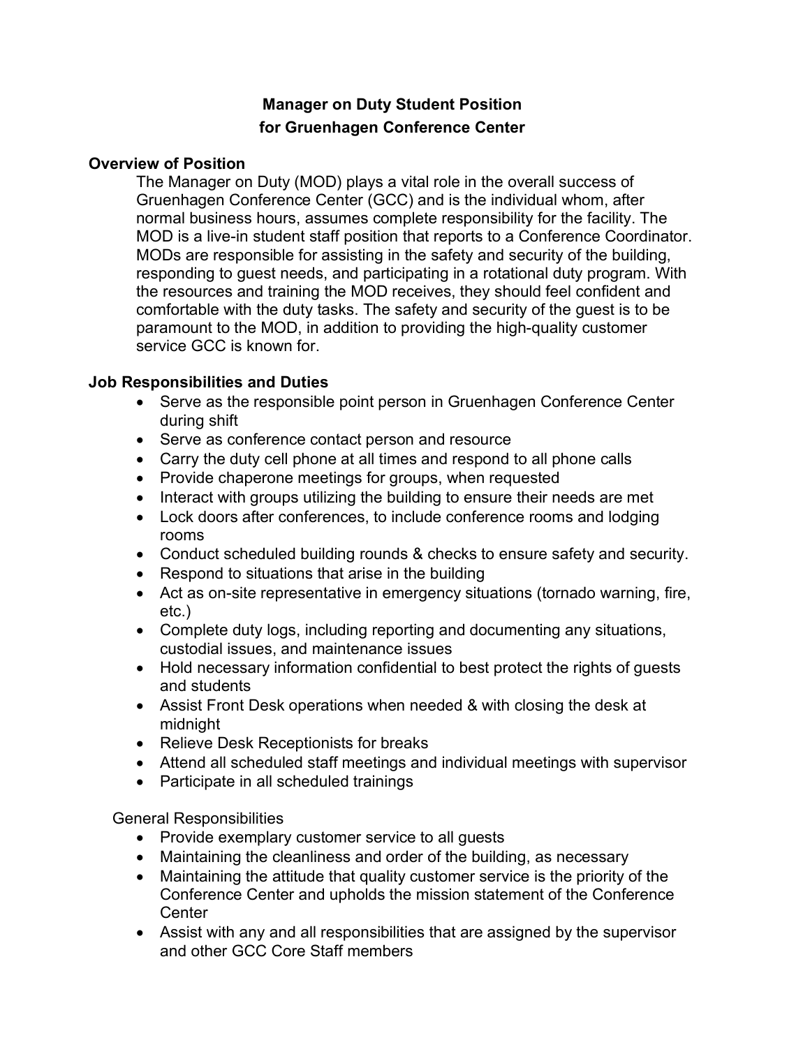# Manager on Duty Student Position
# for Gruenhagen Conference Center

## Overview of Position

The Manager on Duty (MOD) plays a vital role in the overall success of Gruenhagen Conference Center (GCC) and is the individual whom, after normal business hours, assumes complete responsibility for the facility. The MOD is a live-in student staff position that reports to a Conference Coordinator. MODs are responsible for assisting in the safety and security of the building, responding to guest needs, and participating in a rotational duty program. With the resources and training the MOD receives, they should feel confident and comfortable with the duty tasks. The safety and security of the guest is to be paramount to the MOD, in addition to providing the high-quality customer service GCC is known for.

## Job Responsibilities and Duties

- Serve as the responsible point person in Gruenhagen Conference Center during shift
- Serve as conference contact person and resource
- Carry the duty cell phone at all times and respond to all phone calls
- Provide chaperone meetings for groups, when requested
- Interact with groups utilizing the building to ensure their needs are met
- Lock doors after conferences, to include conference rooms and lodging rooms
- Conduct scheduled building rounds & checks to ensure safety and security.
- Respond to situations that arise in the building
- Act as on-site representative in emergency situations (tornado warning, fire, etc.)
- Complete duty logs, including reporting and documenting any situations, custodial issues, and maintenance issues
- Hold necessary information confidential to best protect the rights of guests and students
- Assist Front Desk operations when needed & with closing the desk at midnight
- Relieve Desk Receptionists for breaks
- Attend all scheduled staff meetings and individual meetings with supervisor
- Participate in all scheduled trainings

General Responsibilities

- Provide exemplary customer service to all guests
- Maintaining the cleanliness and order of the building, as necessary
- Maintaining the attitude that quality customer service is the priority of the Conference Center and upholds the mission statement of the Conference Center
- Assist with any and all responsibilities that are assigned by the supervisor and other GCC Core Staff members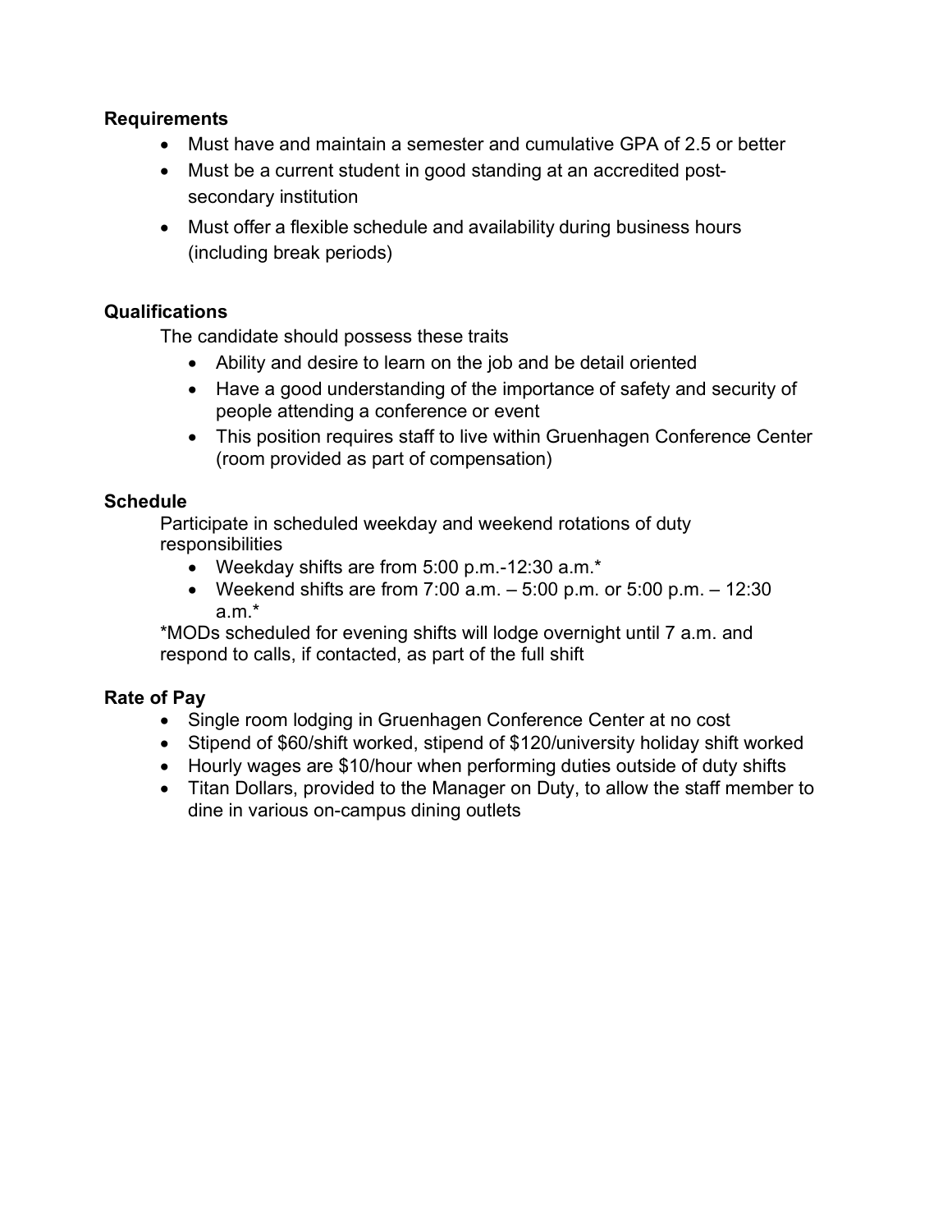**Requirements**

- Must have and maintain a semester and cumulative GPA of 2.5 or better
- Must be a current student in good standing at an accredited post-secondary institution
- Must offer a flexible schedule and availability during business hours (including break periods)

**Qualifications**

The candidate should possess these traits

- Ability and desire to learn on the job and be detail oriented
- Have a good understanding of the importance of safety and security of people attending a conference or event
- This position requires staff to live within Gruenhagen Conference Center (room provided as part of compensation)

**Schedule**

Participate in scheduled weekday and weekend rotations of duty responsibilities

- Weekday shifts are from 5:00 p.m.-12:30 a.m.*
- Weekend shifts are from 7:00 a.m. – 5:00 p.m. or 5:00 p.m. – 12:30 a.m.*

*MODs scheduled for evening shifts will lodge overnight until 7 a.m. and respond to calls, if contacted, as part of the full shift

**Rate of Pay**

- Single room lodging in Gruenhagen Conference Center at no cost
- Stipend of $60/shift worked, stipend of $120/university holiday shift worked
- Hourly wages are $10/hour when performing duties outside of duty shifts
- Titan Dollars, provided to the Manager on Duty, to allow the staff member to dine in various on-campus dining outlets